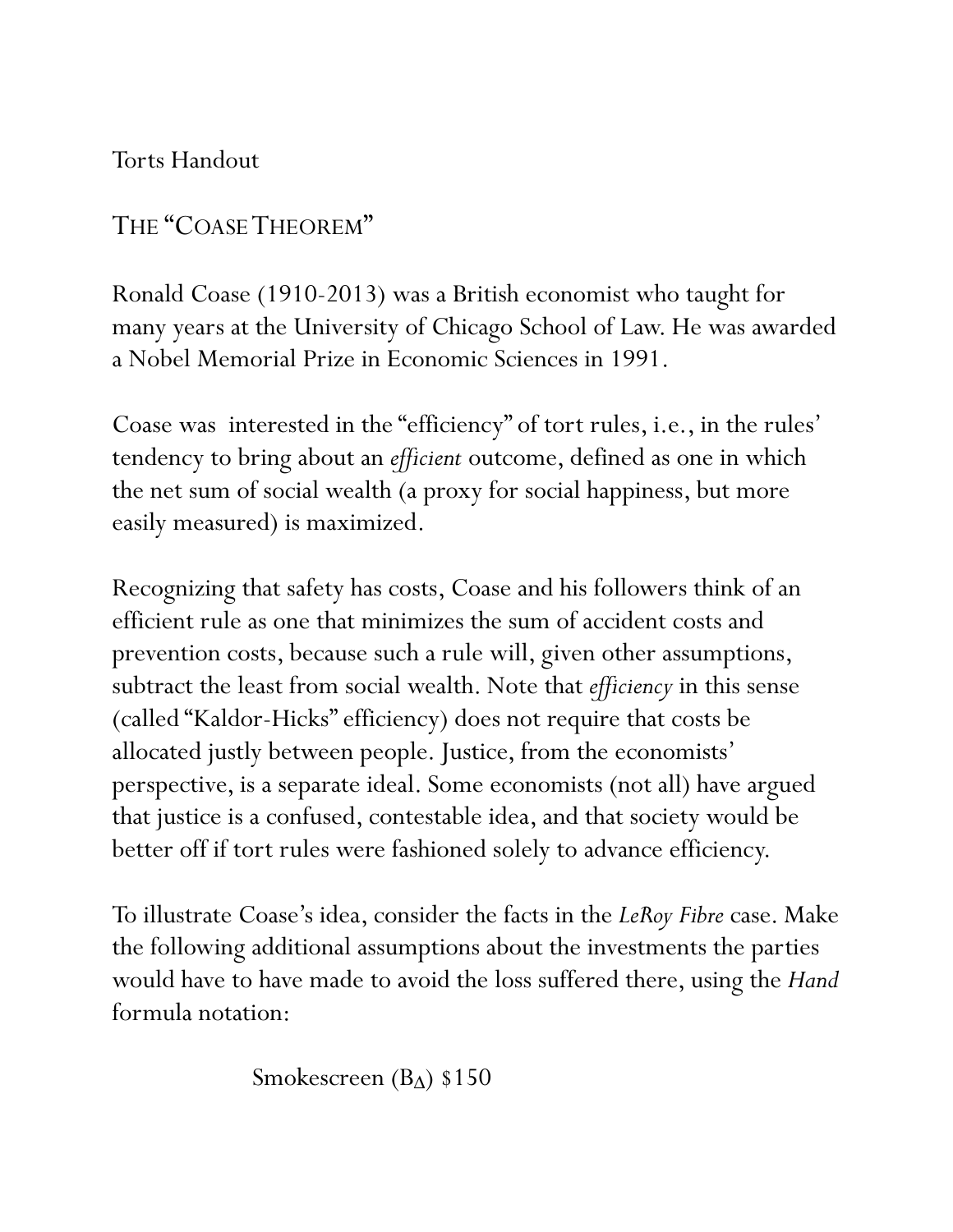Torts Handout

# THE "COASE THEOREM"

Ronald Coase (1910-2013) was a British economist who taught for many years at the University of Chicago School of Law. He was awarded a Nobel Memorial Prize in Economic Sciences in 1991.

Coase was interested in the "efficiency" of tort rules, i.e., in the rules' tendency to bring about an *efficient* outcome, defined as one in which the net sum of social wealth (a proxy for social happiness, but more easily measured) is maximized.

Recognizing that safety has costs, Coase and his followers think of an efficient rule as one that minimizes the sum of accident costs and prevention costs, because such a rule will, given other assumptions, subtract the least from social wealth. Note that *efficiency* in this sense (called "Kaldor-Hicks" efficiency) does not require that costs be allocated justly between people. Justice, from the economists' perspective, is a separate ideal. Some economists (not all) have argued that justice is a confused, contestable idea, and that society would be better off if tort rules were fashioned solely to advance efficiency.

To illustrate Coase's idea, consider the facts in the *LeRoy Fibre* case. Make the following additional assumptions about the investments the parties would have to have made to avoid the loss suffered there, using the *Hand* formula notation:

Smokescreen ($B_{\Delta}$) \$150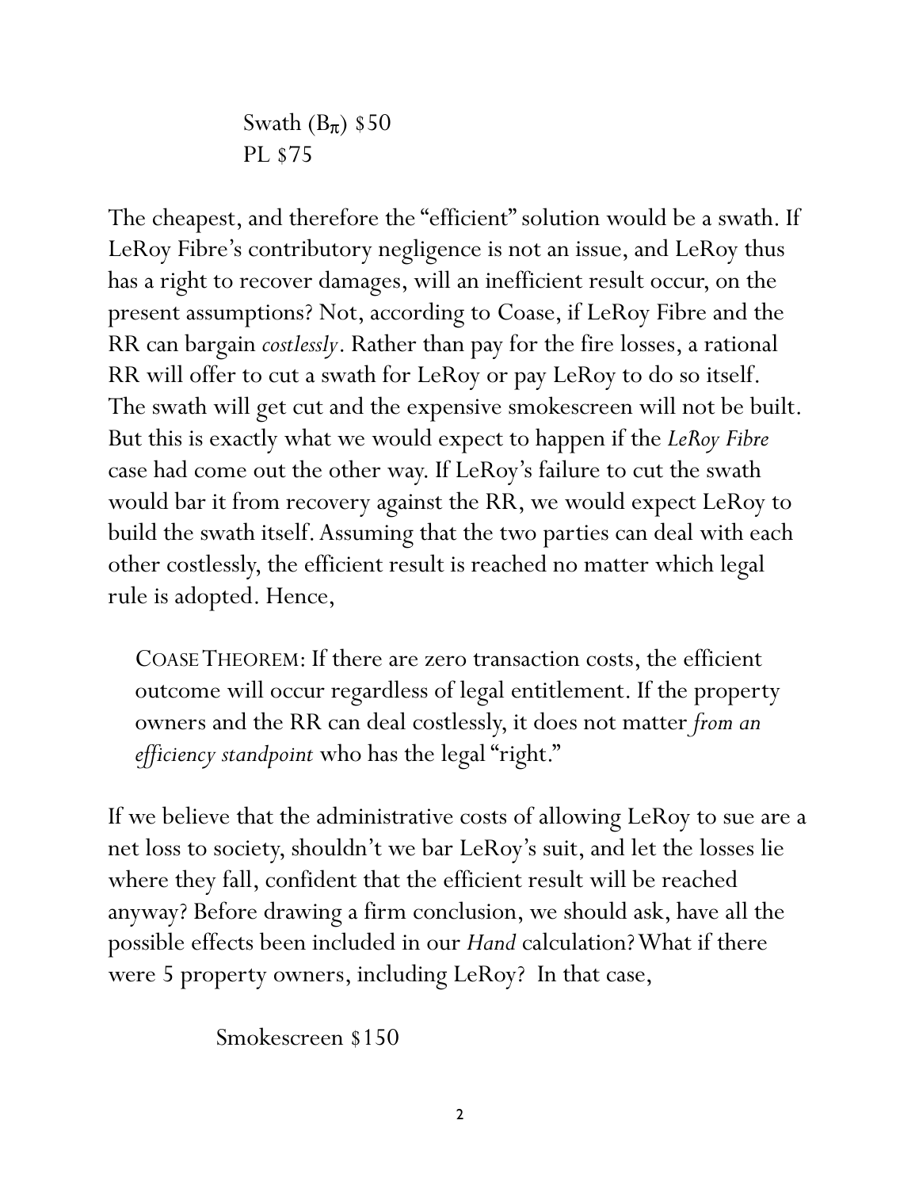Swath ($B_\pi$) \$50
PL \$75

The cheapest, and therefore the "efficient" solution would be a swath. If LeRoy Fibre's contributory negligence is not an issue, and LeRoy thus has a right to recover damages, will an inefficient result occur, on the present assumptions? Not, according to Coase, if LeRoy Fibre and the RR can bargain *costlessly*. Rather than pay for the fire losses, a rational RR will offer to cut a swath for LeRoy or pay LeRoy to do so itself. The swath will get cut and the expensive smokescreen will not be built. But this is exactly what we would expect to happen if the *LeRoy Fibre* case had come out the other way. If LeRoy's failure to cut the swath would bar it from recovery against the RR, we would expect LeRoy to build the swath itself. Assuming that the two parties can deal with each other costlessly, the efficient result is reached no matter which legal rule is adopted. Hence,

> COASE THEOREM: If there are zero transaction costs, the efficient outcome will occur regardless of legal entitlement. If the property owners and the RR can deal costlessly, it does not matter *from an efficiency standpoint* who has the legal "right."

If we believe that the administrative costs of allowing LeRoy to sue are a net loss to society, shouldn't we bar LeRoy's suit, and let the losses lie where they fall, confident that the efficient result will be reached anyway? Before drawing a firm conclusion, we should ask, have all the possible effects been included in our *Hand* calculation? What if there were 5 property owners, including LeRoy? In that case,

Smokescreen \$150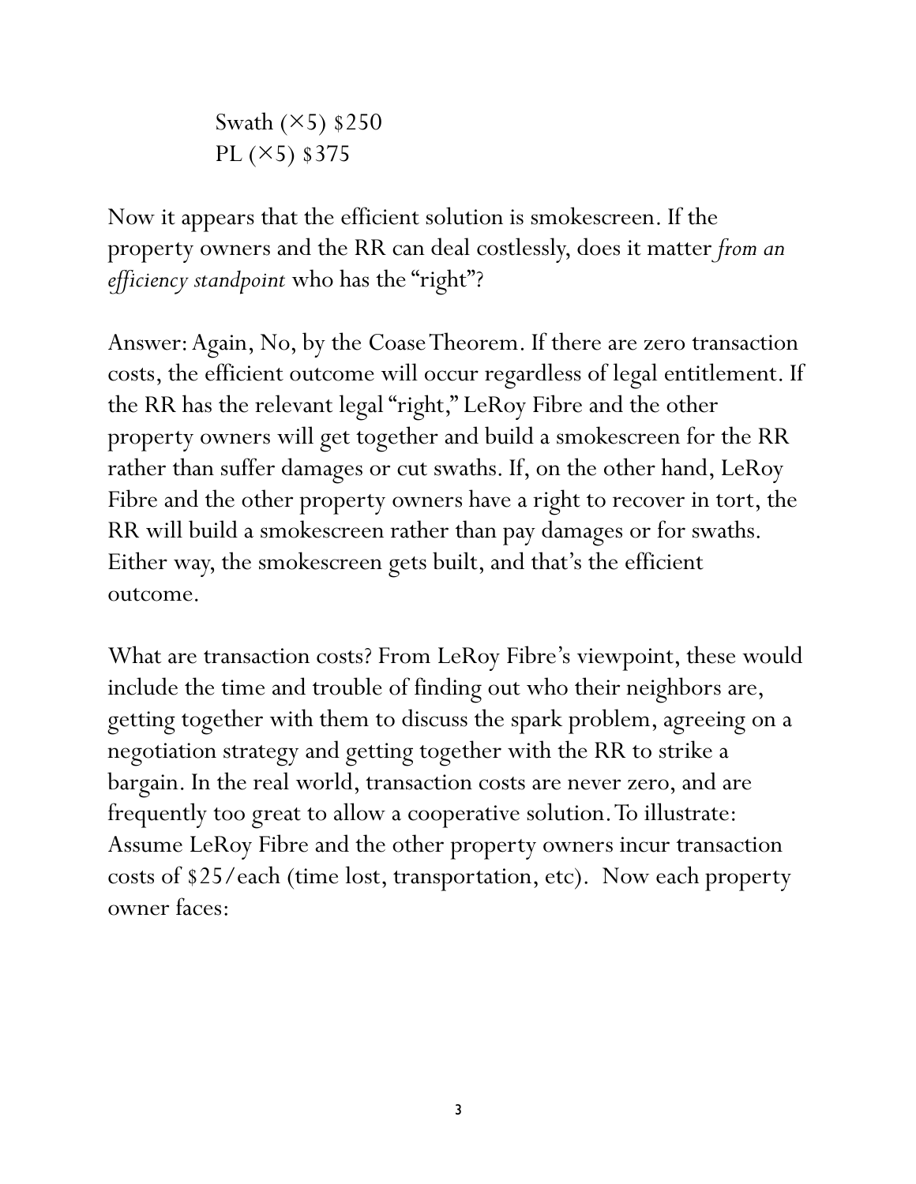Swath (×5) $250
PL (×5) $375

Now it appears that the efficient solution is smokescreen. If the property owners and the RR can deal costlessly, does it matter *from an efficiency standpoint* who has the "right"?

Answer: Again, No, by the Coase Theorem. If there are zero transaction costs, the efficient outcome will occur regardless of legal entitlement. If the RR has the relevant legal "right," LeRoy Fibre and the other property owners will get together and build a smokescreen for the RR rather than suffer damages or cut swaths. If, on the other hand, LeRoy Fibre and the other property owners have a right to recover in tort, the RR will build a smokescreen rather than pay damages or for swaths. Either way, the smokescreen gets built, and that's the efficient outcome.

What are transaction costs? From LeRoy Fibre's viewpoint, these would include the time and trouble of finding out who their neighbors are, getting together with them to discuss the spark problem, agreeing on a negotiation strategy and getting together with the RR to strike a bargain. In the real world, transaction costs are never zero, and are frequently too great to allow a cooperative solution. To illustrate: Assume LeRoy Fibre and the other property owners incur transaction costs of $25/each (time lost, transportation, etc). Now each property owner faces: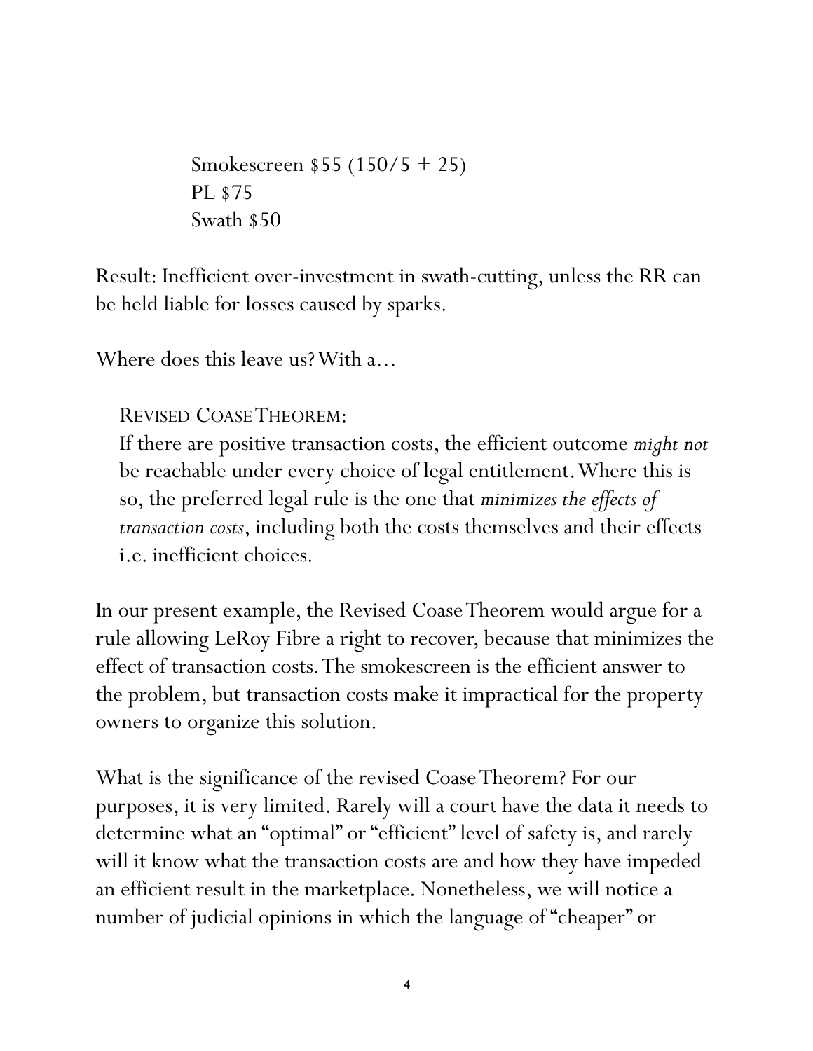Smokescreen $55 (150/5 + 25)
PL $75
Swath $50

Result: Inefficient over-investment in swath-cutting, unless the RR can be held liable for losses caused by sparks.

Where does this leave us? With a…

REVISED COASE THEOREM:
If there are positive transaction costs, the efficient outcome *might not* be reachable under every choice of legal entitlement. Where this is so, the preferred legal rule is the one that *minimizes the effects of transaction costs*, including both the costs themselves and their effects i.e. inefficient choices.

In our present example, the Revised Coase Theorem would argue for a rule allowing LeRoy Fibre a right to recover, because that minimizes the effect of transaction costs. The smokescreen is the efficient answer to the problem, but transaction costs make it impractical for the property owners to organize this solution.

What is the significance of the revised Coase Theorem? For our purposes, it is very limited. Rarely will a court have the data it needs to determine what an "optimal" or "efficient" level of safety is, and rarely will it know what the transaction costs are and how they have impeded an efficient result in the marketplace. Nonetheless, we will notice a number of judicial opinions in which the language of "cheaper" or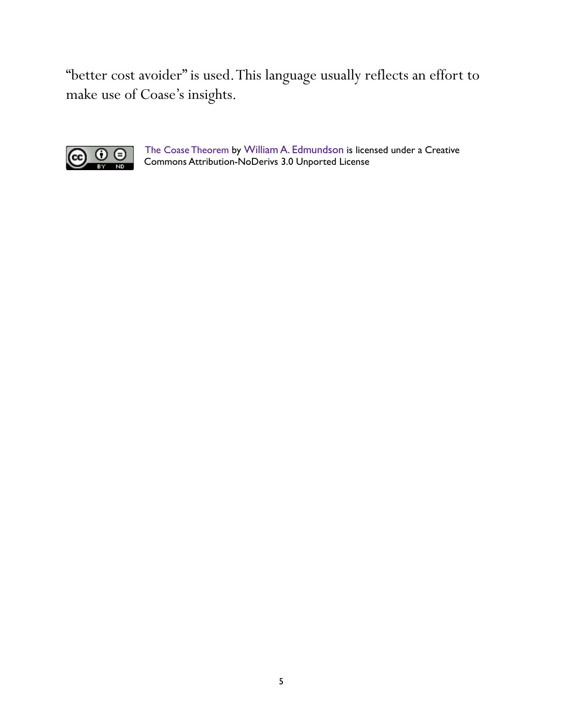"better cost avoider" is used. This language usually reflects an effort to make use of Coase's insights.

The Coase Theorem by William A. Edmundson is licensed under a Creative Commons Attribution-NoDerivs 3.0 Unported License